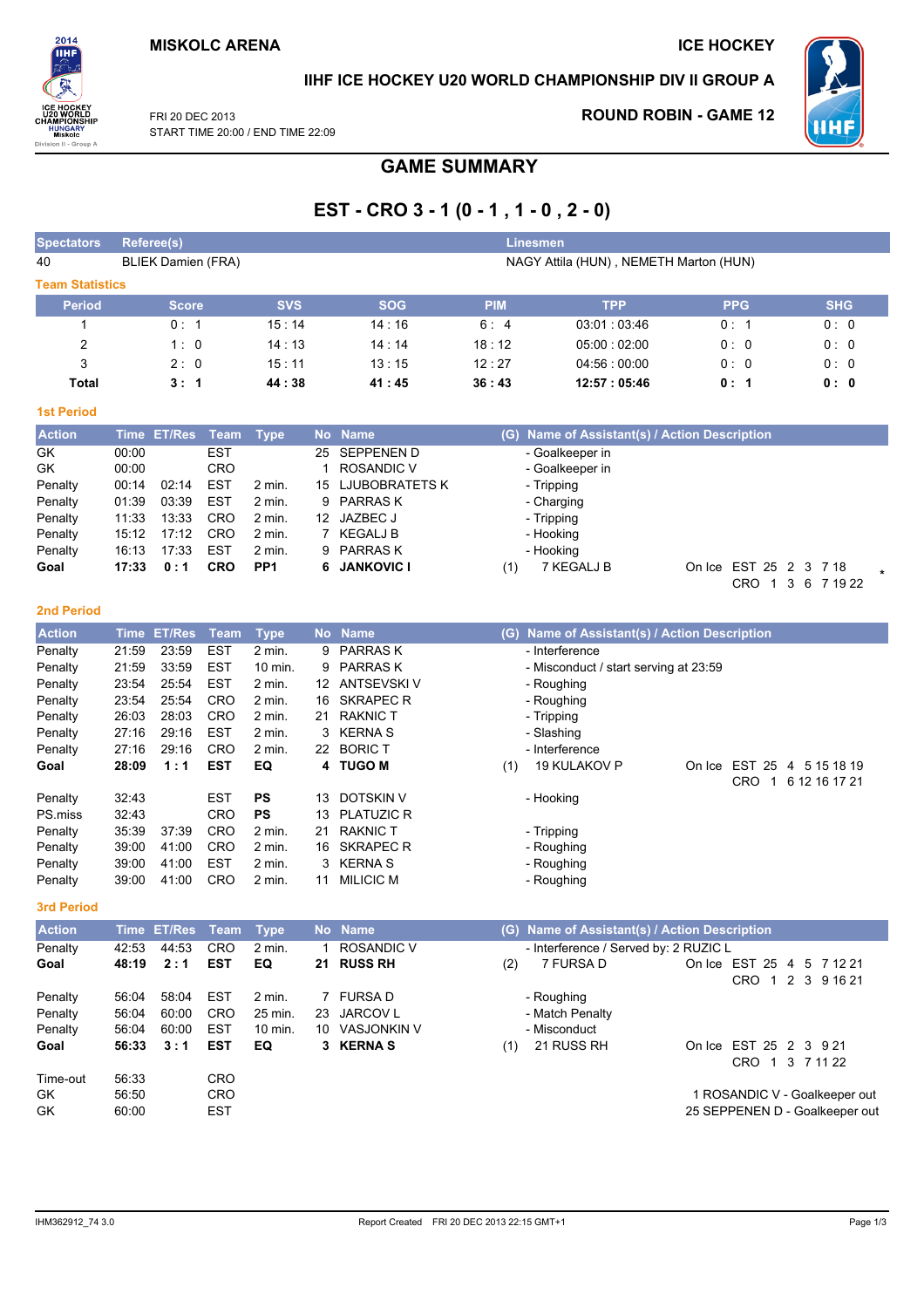**MISKOLC ARENA** | **ICE HOCKEY**

**IIHF ICE HOCKEY U20 WORLD CHAMPIONSHIP DIV II GROUP A**

FRI 20 DEC 2013
START TIME 20:00 / END TIME 22:09

**ROUND ROBIN - GAME 12**

# GAME SUMMARY

## EST - CRO 3 - 1 (0 - 1 , 1 - 0 , 2 - 0)

| Spectators | Referee(s) | Linesmen |
|---|---|---|
| 40 | BLIEK Damien (FRA) | NAGY Attila (HUN) , NEMETH Marton (HUN) |

### Team Statistics

| Period | Score | SVS | SOG | PIM | TPP | PPG | SHG |
|---|---|---|---|---|---|---|---|
| 1 | 0 : 1 | 15 : 14 | 14 : 16 | 6 : 4 | 03:01 : 03:46 | 0 : 1 | 0 : 0 |
| 2 | 1 : 0 | 14 : 13 | 14 : 14 | 18 : 12 | 05:00 : 02:00 | 0 : 0 | 0 : 0 |
| 3 | 2 : 0 | 15 : 11 | 13 : 15 | 12 : 27 | 04:56 : 00:00 | 0 : 0 | 0 : 0 |
| **Total** | **3 : 1** | **44 : 38** | **41 : 45** | **36 : 43** | **12:57 : 05:46** | **0 : 1** | **0 : 0** |

### 1st Period

| Action | Time | ET/Res | Team | Type | No | Name | (G) | Name of Assistant(s) / Action Description | |
|---|---|---|---|---|---|---|---|---|---|
| GK | 00:00 | | EST | | 25 | SEPPENEN D | | - Goalkeeper in | |
| GK | 00:00 | | CRO | | 1 | ROSANDIC V | | - Goalkeeper in | |
| Penalty | 00:14 | 02:14 | EST | 2 min. | 15 | LJUBOBRATETS K | | - Tripping | |
| Penalty | 01:39 | 03:39 | EST | 2 min. | 9 | PARRAS K | | - Charging | |
| Penalty | 11:33 | 13:33 | CRO | 2 min. | 12 | JAZBEC J | | - Tripping | |
| Penalty | 15:12 | 17:12 | CRO | 2 min. | 7 | KEGALJ B | | - Hooking | |
| Penalty | 16:13 | 17:33 | EST | 2 min. | 9 | PARRAS K | | - Hooking | |
| **Goal** | **17:33** | **0 : 1** | **CRO** | **PP1** | **6** | **JANKOVIC I** | (1) | 7 KEGALJ B | On Ice EST 25 2 3 7 18 CRO 1 3 6 7 19 22 * |

### 2nd Period

| Action | Time | ET/Res | Team | Type | No | Name | (G) | Name of Assistant(s) / Action Description | |
|---|---|---|---|---|---|---|---|---|---|
| Penalty | 21:59 | 23:59 | EST | 2 min. | 9 | PARRAS K | | - Interference | |
| Penalty | 21:59 | 33:59 | EST | 10 min. | 9 | PARRAS K | | - Misconduct / start serving at 23:59 | |
| Penalty | 23:54 | 25:54 | EST | 2 min. | 12 | ANTSEVSKI V | | - Roughing | |
| Penalty | 23:54 | 25:54 | CRO | 2 min. | 16 | SKRAPEC R | | - Roughing | |
| Penalty | 26:03 | 28:03 | CRO | 2 min. | 21 | RAKNIC T | | - Tripping | |
| Penalty | 27:16 | 29:16 | EST | 2 min. | 3 | KERNA S | | - Slashing | |
| Penalty | 27:16 | 29:16 | CRO | 2 min. | 22 | BORIC T | | - Interference | |
| **Goal** | **28:09** | **1 : 1** | **EST** | **EQ** | **4** | **TUGO M** | (1) | 19 KULAKOV P | On Ice EST 25 4 5 15 18 19 CRO 1 6 12 16 17 21 |
| Penalty | 32:43 | | EST | **PS** | 13 | DOTSKIN V | | - Hooking | |
| PS.miss | 32:43 | | CRO | **PS** | 13 | PLATUZIC R | | | |
| Penalty | 35:39 | 37:39 | CRO | 2 min. | 21 | RAKNIC T | | - Tripping | |
| Penalty | 39:00 | 41:00 | CRO | 2 min. | 16 | SKRAPEC R | | - Roughing | |
| Penalty | 39:00 | 41:00 | EST | 2 min. | 3 | KERNA S | | - Roughing | |
| Penalty | 39:00 | 41:00 | CRO | 2 min. | 11 | MILICIC M | | - Roughing | |

### 3rd Period

| Action | Time | ET/Res | Team | Type | No | Name | (G) | Name of Assistant(s) / Action Description | |
|---|---|---|---|---|---|---|---|---|---|
| Penalty | 42:53 | 44:53 | CRO | 2 min. | 1 | ROSANDIC V | | - Interference / Served by: 2 RUZIC L | |
| **Goal** | **48:19** | **2 : 1** | **EST** | **EQ** | **21** | **RUSS RH** | (2) | 7 FURSA D | On Ice EST 25 4 5 7 12 21 CRO 1 2 3 9 16 21 |
| Penalty | 56:04 | 58:04 | EST | 2 min. | 7 | FURSA D | | - Roughing | |
| Penalty | 56:04 | 60:00 | CRO | 25 min. | 23 | JARCOV L | | - Match Penalty | |
| Penalty | 56:04 | 60:00 | EST | 10 min. | 10 | VASJONKIN V | | - Misconduct | |
| **Goal** | **56:33** | **3 : 1** | **EST** | **EQ** | **3** | **KERNA S** | (1) | 21 RUSS RH | On Ice EST 25 2 3 9 21 CRO 1 3 7 11 22 |
| Time-out | 56:33 | | CRO | | | | | | |
| GK | 56:50 | | CRO | | | | | | 1 ROSANDIC V - Goalkeeper out |
| GK | 60:00 | | EST | | | | | | 25 SEPPENEN D - Goalkeeper out |

IHM362912_74 3.0 | Report Created FRI 20 DEC 2013 22:15 GMT+1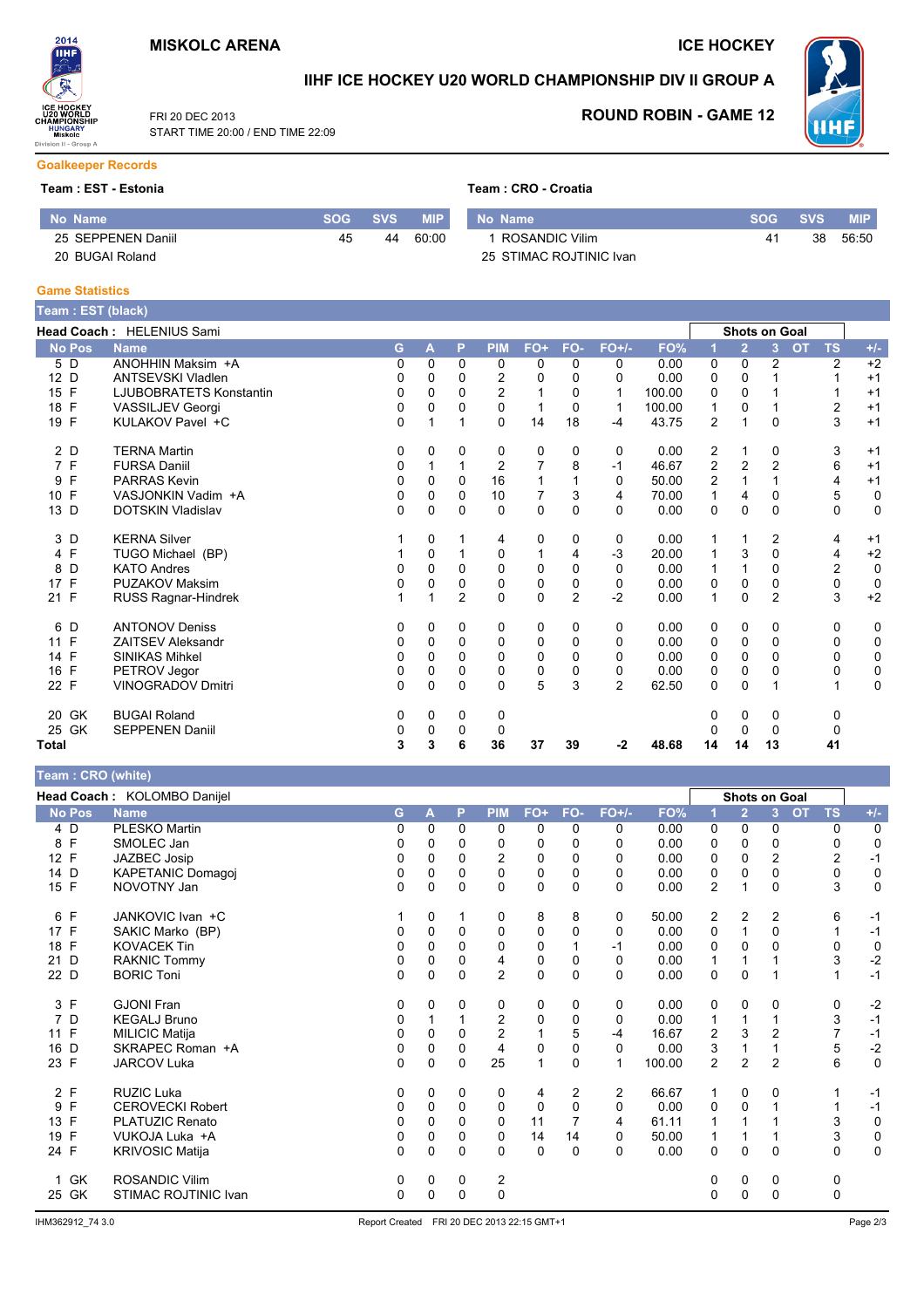# IIHF ICE HOCKEY U20 WORLD CHAMPIONSHIP DIV II GROUP A

MISKOLC ARENA — ICE HOCKEY

FRI 20 DEC 2013
START TIME 20:00 / END TIME 22:09

ROUND ROBIN - GAME 12

## Goalkeeper Records

**Team : EST - Estonia**

| No | Name | SOG | SVS | MIP |
|---|---|---|---|---|
| 25 | SEPPENEN Daniil | 45 | 44 | 60:00 |
| 20 | BUGAI Roland | | | |

**Team : CRO - Croatia**

| No | Name | SOG | SVS | MIP |
|---|---|---|---|---|
| 1 | ROSANDIC Vilim | 41 | 38 | 56:50 |
| 25 | STIMAC ROJTINIC Ivan | | | |

## Game Statistics

### Team : EST (black)

**Head Coach :** HELENIUS Sami

| No | Pos | Name | G | A | P | PIM | FO+ | FO- | FO+/- | FO% | Shots on Goal 1 | 2 | 3 | OT | TS | +/- |
|---|---|---|---|---|---|---|---|---|---|---|---|---|---|---|---|---|
| 5 | D | ANOHHIN Maksim +A | 0 | 0 | 0 | 0 | 0 | 0 | 0 | 0.00 | 0 | 0 | 2 | | 2 | +2 |
| 12 | D | ANTSEVSKI Vladlen | 0 | 0 | 0 | 2 | 0 | 0 | 0 | 0.00 | 0 | 0 | 1 | | 1 | +1 |
| 15 | F | LJUBOBRATETS Konstantin | 0 | 0 | 0 | 2 | 1 | 0 | 1 | 100.00 | 0 | 0 | 1 | | 1 | +1 |
| 18 | F | VASSILJEV Georgi | 0 | 0 | 0 | 0 | 1 | 0 | 1 | 100.00 | 1 | 0 | 1 | | 2 | +1 |
| 19 | F | KULAKOV Pavel +C | 0 | 1 | 1 | 0 | 14 | 18 | -4 | 43.75 | 2 | 1 | 0 | | 3 | +1 |
| 2 | D | TERNA Martin | 0 | 0 | 0 | 0 | 0 | 0 | 0 | 0.00 | 2 | 1 | 0 | | 3 | +1 |
| 7 | F | FURSA Daniil | 0 | 1 | 1 | 2 | 7 | 8 | -1 | 46.67 | 2 | 2 | 2 | | 6 | +1 |
| 9 | F | PARRAS Kevin | 0 | 0 | 0 | 16 | 1 | 1 | 0 | 50.00 | 2 | 1 | 1 | | 4 | +1 |
| 10 | F | VASJONKIN Vadim +A | 0 | 0 | 0 | 10 | 7 | 3 | 4 | 70.00 | 1 | 4 | 0 | | 5 | 0 |
| 13 | D | DOTSKIN Vladislav | 0 | 0 | 0 | 0 | 0 | 0 | 0 | 0.00 | 0 | 0 | 0 | | 0 | 0 |
| 3 | D | KERNA Silver | 1 | 0 | 1 | 4 | 0 | 0 | 0 | 0.00 | 1 | 1 | 2 | | 4 | +1 |
| 4 | F | TUGO Michael (BP) | 1 | 0 | 1 | 0 | 1 | 4 | -3 | 20.00 | 1 | 3 | 0 | | 4 | +2 |
| 8 | D | KATO Andres | 0 | 0 | 0 | 0 | 0 | 0 | 0 | 0.00 | 1 | 1 | 0 | | 2 | 0 |
| 17 | F | PUZAKOV Maksim | 0 | 0 | 0 | 0 | 0 | 0 | 0 | 0.00 | 0 | 0 | 0 | | 0 | 0 |
| 21 | F | RUSS Ragnar-Hindrek | 1 | 1 | 2 | 0 | 0 | 2 | -2 | 0.00 | 1 | 0 | 2 | | 3 | +2 |
| 6 | D | ANTONOV Deniss | 0 | 0 | 0 | 0 | 0 | 0 | 0 | 0.00 | 0 | 0 | 0 | | 0 | 0 |
| 11 | F | ZAITSEV Aleksandr | 0 | 0 | 0 | 0 | 0 | 0 | 0 | 0.00 | 0 | 0 | 0 | | 0 | 0 |
| 14 | F | SINIKAS Mihkel | 0 | 0 | 0 | 0 | 0 | 0 | 0 | 0.00 | 0 | 0 | 0 | | 0 | 0 |
| 16 | F | PETROV Jegor | 0 | 0 | 0 | 0 | 0 | 0 | 0 | 0.00 | 0 | 0 | 0 | | 0 | 0 |
| 22 | F | VINOGRADOV Dmitri | 0 | 0 | 0 | 0 | 5 | 3 | 2 | 62.50 | 0 | 0 | 1 | | 1 | 0 |
| 20 | GK | BUGAI Roland | 0 | 0 | 0 | 0 | | | | | 0 | 0 | 0 | | 0 | |
| 25 | GK | SEPPENEN Daniil | 0 | 0 | 0 | 0 | | | | | 0 | 0 | 0 | | 0 | |
| **Total** | | | **3** | **3** | **6** | **36** | **37** | **39** | **-2** | **48.68** | **14** | **14** | **13** | | **41** | |

### Team : CRO (white)

**Head Coach :** KOLOMBO Danijel

| No | Pos | Name | G | A | P | PIM | FO+ | FO- | FO+/- | FO% | Shots on Goal 1 | 2 | 3 | OT | TS | +/- |
|---|---|---|---|---|---|---|---|---|---|---|---|---|---|---|---|---|
| 4 | D | PLESKO Martin | 0 | 0 | 0 | 0 | 0 | 0 | 0 | 0.00 | 0 | 0 | 0 | | 0 | 0 |
| 8 | F | SMOLEC Jan | 0 | 0 | 0 | 0 | 0 | 0 | 0 | 0.00 | 0 | 0 | 0 | | 0 | 0 |
| 12 | F | JAZBEC Josip | 0 | 0 | 0 | 2 | 0 | 0 | 0 | 0.00 | 0 | 0 | 2 | | 2 | -1 |
| 14 | D | KAPETANIC Domagoj | 0 | 0 | 0 | 0 | 0 | 0 | 0 | 0.00 | 0 | 0 | 0 | | 0 | 0 |
| 15 | F | NOVOTNY Jan | 0 | 0 | 0 | 0 | 0 | 0 | 0 | 0.00 | 2 | 1 | 0 | | 3 | 0 |
| 6 | F | JANKOVIC Ivan +C | 1 | 0 | 1 | 0 | 8 | 8 | 0 | 50.00 | 2 | 2 | 2 | | 6 | -1 |
| 17 | F | SAKIC Marko (BP) | 0 | 0 | 0 | 0 | 0 | 0 | 0 | 0.00 | 0 | 1 | 0 | | 1 | -1 |
| 18 | F | KOVACEK Tin | 0 | 0 | 0 | 0 | 0 | 1 | -1 | 0.00 | 0 | 0 | 0 | | 0 | 0 |
| 21 | D | RAKNIC Tommy | 0 | 0 | 0 | 4 | 0 | 0 | 0 | 0.00 | 1 | 1 | 1 | | 3 | -2 |
| 22 | D | BORIC Toni | 0 | 0 | 0 | 2 | 0 | 0 | 0 | 0.00 | 0 | 0 | 1 | | 1 | -1 |
| 3 | F | GJONI Fran | 0 | 0 | 0 | 0 | 0 | 0 | 0 | 0.00 | 0 | 0 | 0 | | 0 | -2 |
| 7 | D | KEGALJ Bruno | 0 | 1 | 1 | 2 | 0 | 0 | 0 | 0.00 | 1 | 1 | 1 | | 3 | -1 |
| 11 | F | MILICIC Matija | 0 | 0 | 0 | 2 | 1 | 5 | -4 | 16.67 | 2 | 3 | 2 | | 7 | -1 |
| 16 | D | SKRAPEC Roman +A | 0 | 0 | 0 | 4 | 0 | 0 | 0 | 0.00 | 3 | 1 | 1 | | 5 | -2 |
| 23 | F | JARCOV Luka | 0 | 0 | 0 | 25 | 1 | 0 | 1 | 100.00 | 2 | 2 | 2 | | 6 | 0 |
| 2 | F | RUZIC Luka | 0 | 0 | 0 | 0 | 4 | 2 | 2 | 66.67 | 1 | 0 | 0 | | 1 | -1 |
| 9 | F | CEROVECKI Robert | 0 | 0 | 0 | 0 | 0 | 0 | 0 | 0.00 | 0 | 0 | 1 | | 1 | -1 |
| 13 | F | PLATUZIC Renato | 0 | 0 | 0 | 0 | 11 | 7 | 4 | 61.11 | 1 | 1 | 1 | | 3 | 0 |
| 19 | F | VUKOJA Luka +A | 0 | 0 | 0 | 0 | 14 | 14 | 0 | 50.00 | 1 | 1 | 1 | | 3 | 0 |
| 24 | F | KRIVOSIC Matija | 0 | 0 | 0 | 0 | 0 | 0 | 0 | 0.00 | 0 | 0 | 0 | | 0 | 0 |
| 1 | GK | ROSANDIC Vilim | 0 | 0 | 0 | 2 | | | | | 0 | 0 | 0 | | 0 | |
| 25 | GK | STIMAC ROJTINIC Ivan | 0 | 0 | 0 | 0 | | | | | 0 | 0 | 0 | | 0 | |

IHM362912_74 3.0 — Report Created FRI 20 DEC 2013 22:15 GMT+1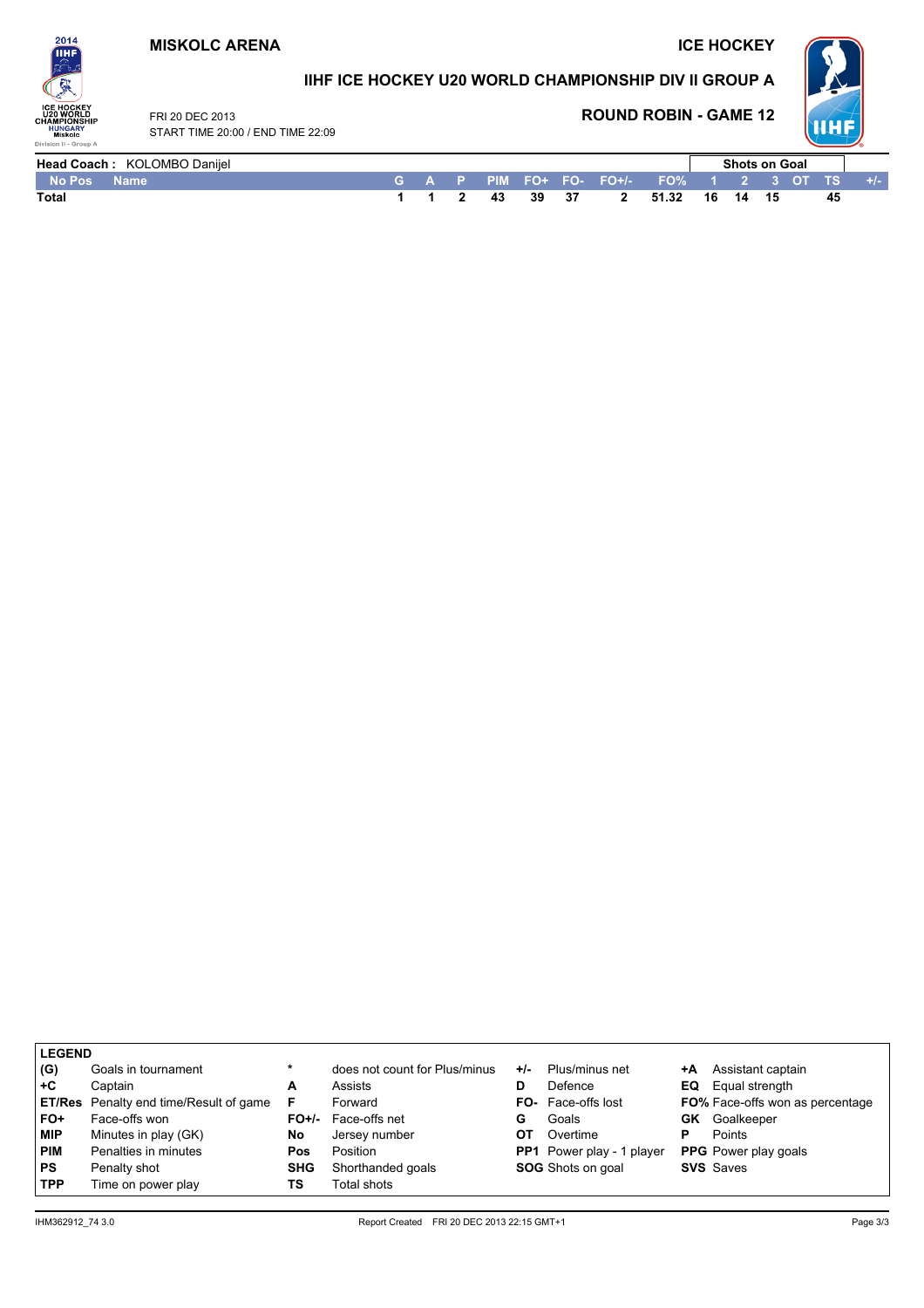**MISKOLC ARENA** **ICE HOCKEY**

## IIHF ICE HOCKEY U20 WORLD CHAMPIONSHIP DIV II GROUP A

FRI 20 DEC 2013
START TIME 20:00 / END TIME 22:09

**ROUND ROBIN - GAME 12**

**Head Coach :** KOLOMBO Danijel

| No | Pos | Name | G | A | P | PIM | FO+ | FO- | FO+/- | FO% | Shots on Goal 1 | 2 | 3 | OT | TS | +/- |
|---|---|---|---|---|---|---|---|---|---|---|---|---|---|---|---|---|
| **Total** | | | 1 | 1 | 2 | 43 | 39 | 37 | 2 | 51.32 | 16 | 14 | 15 | | 45 | |

| LEGEND | | | | | | | |
|---|---|---|---|---|---|---|---|
| **(G)** | Goals in tournament | * | does not count for Plus/minus | **+/-** | Plus/minus net | **+A** | Assistant captain |
| **+C** | Captain | **A** | Assists | **D** | Defence | **EQ** | Equal strength |
| **ET/Res** | Penalty end time/Result of game | **F** | Forward | **FO-** | Face-offs lost | **FO%** | Face-offs won as percentage |
| **FO+** | Face-offs won | **FO+/-** | Face-offs net | **G** | Goals | **GK** | Goalkeeper |
| **MIP** | Minutes in play (GK) | **No** | Jersey number | **OT** | Overtime | **P** | Points |
| **PIM** | Penalties in minutes | **Pos** | Position | **PP1** | Power play - 1 player | **PPG** | Power play goals |
| **PS** | Penalty shot | **SHG** | Shorthanded goals | **SOG** | Shots on goal | **SVS** | Saves |
| **TPP** | Time on power play | **TS** | Total shots | | | | |

IHM362912_74 3.0 Report Created FRI 20 DEC 2013 22:15 GMT+1